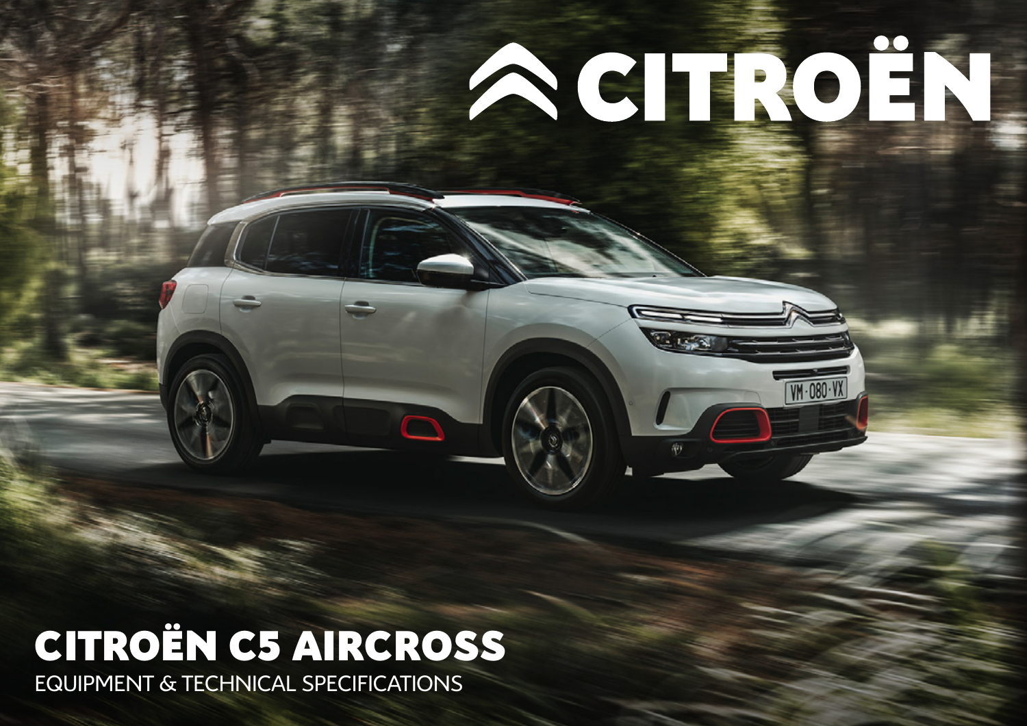CITROËN

# CITROËN C5 AIRCROSS

EQUIPMENT & TECHNICAL SPECIFICATIONS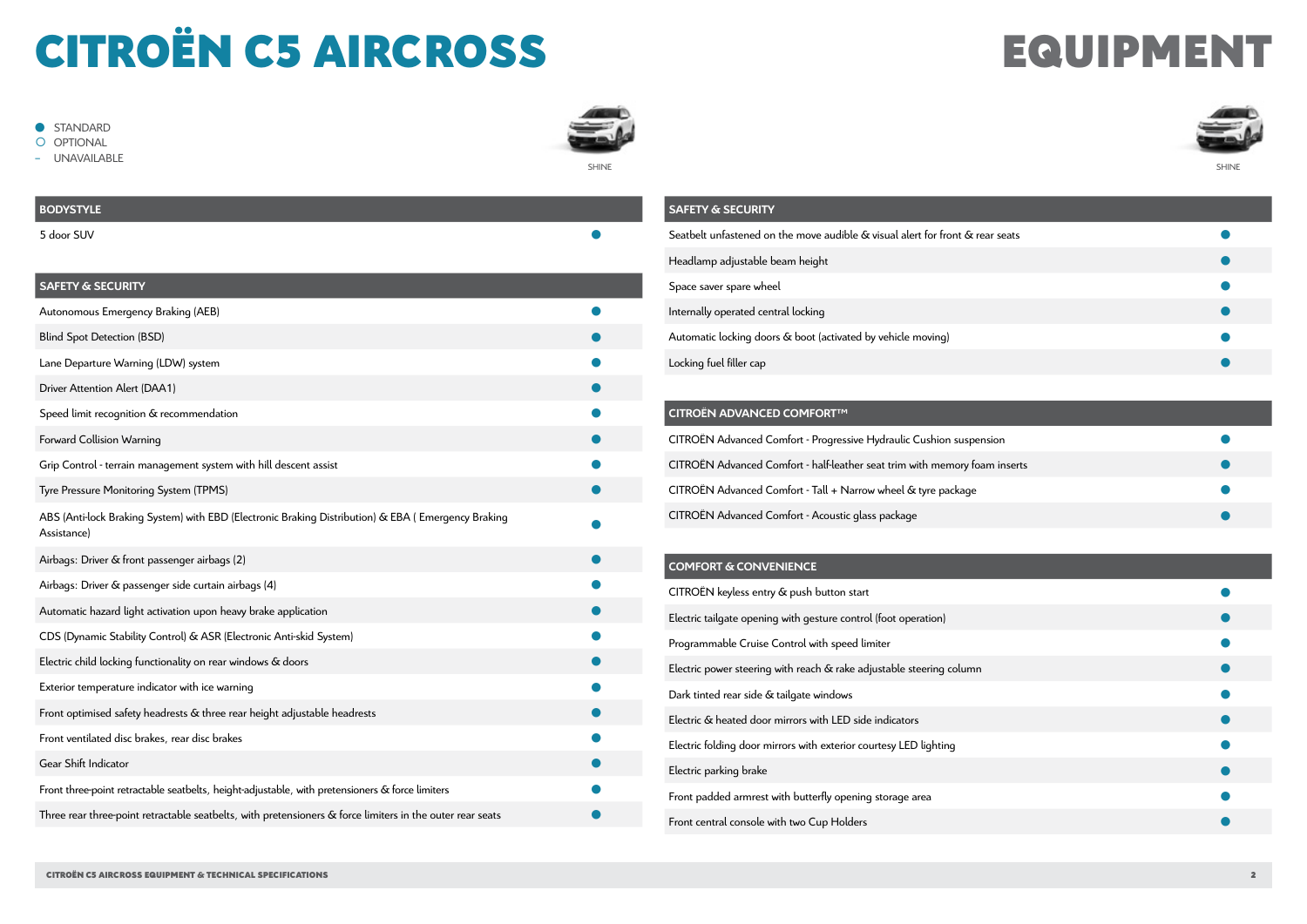# CITROËN C5 AIRCROSS

# EQUIPMENT

- ● STANDARD
- ○ OPTIONAL
- – UNAVAILABLE

| BODYSTYLE | SHINE |
|---|---|
| 5 door SUV | ● |

| SAFETY & SECURITY | SHINE |
|---|---|
| Autonomous Emergency Braking (AEB) | ● |
| Blind Spot Detection (BSD) | ● |
| Lane Departure Warning (LDW) system | ● |
| Driver Attention Alert (DAA1) | ● |
| Speed limit recognition & recommendation | ● |
| Forward Collision Warning | ● |
| Grip Control - terrain management system with hill descent assist | ● |
| Tyre Pressure Monitoring System (TPMS) | ● |
| ABS (Anti-lock Braking System) with EBD (Electronic Braking Distribution) & EBA ( Emergency Braking Assistance) | ● |
| Airbags: Driver & front passenger airbags (2) | ● |
| Airbags: Driver & passenger side curtain airbags (4) | ● |
| Automatic hazard light activation upon heavy brake application | ● |
| CDS (Dynamic Stability Control) & ASR (Electronic Anti-skid System) | ● |
| Electric child locking functionality on rear windows & doors | ● |
| Exterior temperature indicator with ice warning | ● |
| Front optimised safety headrests & three rear height adjustable headrests | ● |
| Front ventilated disc brakes, rear disc brakes | ● |
| Gear Shift Indicator | ● |
| Front three-point retractable seatbelts, height-adjustable, with pretensioners & force limiters | ● |
| Three rear three-point retractable seatbelts, with pretensioners & force limiters in the outer rear seats | ● |
| Seatbelt unfastened on the move audible & visual alert for front & rear seats | ● |
| Headlamp adjustable beam height | ● |
| Space saver spare wheel | ● |
| Internally operated central locking | ● |
| Automatic locking doors & boot (activated by vehicle moving) | ● |
| Locking fuel filler cap | ● |

| CITROËN ADVANCED COMFORT™ | SHINE |
|---|---|
| CITROËN Advanced Comfort - Progressive Hydraulic Cushion suspension | ● |
| CITROËN Advanced Comfort - half-leather seat trim with memory foam inserts | ● |
| CITROËN Advanced Comfort - Tall + Narrow wheel & tyre package | ● |
| CITROËN Advanced Comfort - Acoustic glass package | ● |

| COMFORT & CONVENIENCE | SHINE |
|---|---|
| CITROËN keyless entry & push button start | ● |
| Electric tailgate opening with gesture control (foot operation) | ● |
| Programmable Cruise Control with speed limiter | ● |
| Electric power steering with reach & rake adjustable steering column | ● |
| Dark tinted rear side & tailgate windows | ● |
| Electric & heated door mirrors with LED side indicators | ● |
| Electric folding door mirrors with exterior courtesy LED lighting | ● |
| Electric parking brake | ● |
| Front padded armrest with butterfly opening storage area | ● |
| Front central console with two Cup Holders | ● |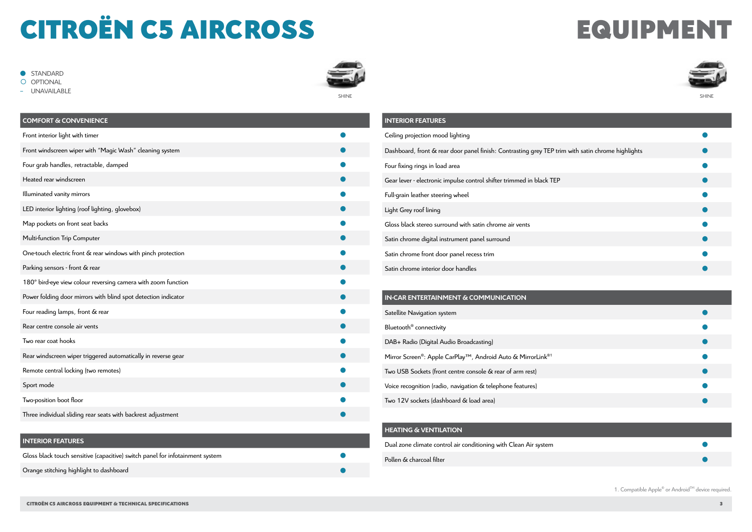# CITROËN C5 AIRCROSS

# EQUIPMENT

● STANDARD
○ OPTIONAL
– UNAVAILABLE

| COMFORT & CONVENIENCE | SHINE |
|---|---|
| Front interior light with timer | ● |
| Front windscreen wiper with "Magic Wash" cleaning system | ● |
| Four grab handles, retractable, damped | ● |
| Heated rear windscreen | ● |
| Illuminated vanity mirrors | ● |
| LED interior lighting (roof lighting, glovebox) | ● |
| Map pockets on front seat backs | ● |
| Multi-function Trip Computer | ● |
| One-touch electric front & rear windows with pinch protection | ● |
| Parking sensors - front & rear | ● |
| 180° bird-eye view colour reversing camera with zoom function | ● |
| Power folding door mirrors with blind spot detection indicator | ● |
| Four reading lamps, front & rear | ● |
| Rear centre console air vents | ● |
| Two rear coat hooks | ● |
| Rear windscreen wiper triggered automatically in reverse gear | ● |
| Remote central locking (two remotes) | ● |
| Sport mode | ● |
| Two-position boot floor | ● |
| Three individual sliding rear seats with backrest adjustment | ● |

| INTERIOR FEATURES | SHINE |
|---|---|
| Gloss black touch sensitive (capacitive) switch panel for infotainment system | ● |
| Orange stitching highlight to dashboard | ● |
| Ceiling projection mood lighting | ● |
| Dashboard, front & rear door panel finish: Contrasting grey TEP trim with satin chrome highlights | ● |
| Four fixing rings in load area | ● |
| Gear lever - electronic impulse control shifter trimmed in black TEP | ● |
| Full-grain leather steering wheel | ● |
| Light Grey roof lining | ● |
| Gloss black stereo surround with satin chrome air vents | ● |
| Satin chrome digital instrument panel surround | ● |
| Satin chrome front door panel recess trim | ● |
| Satin chrome interior door handles | ● |

| IN-CAR ENTERTAINMENT & COMMUNICATION | SHINE |
|---|---|
| Satellite Navigation system | ● |
| Bluetooth® connectivity | ● |
| DAB+ Radio (Digital Audio Broadcasting) | ● |
| Mirror Screen®: Apple CarPlay™, Android Auto & MirrorLink®[1] | ● |
| Two USB Sockets (front centre console & rear of arm rest) | ● |
| Voice recognition (radio, navigation & telephone features) | ● |
| Two 12V sockets (dashboard & load area) | ● |

| HEATING & VENTILATION | SHINE |
|---|---|
| Dual zone climate control air conditioning with Clean Air system | ● |
| Pollen & charcoal filter | ● |

1. Compatible Apple® or Android™ device required.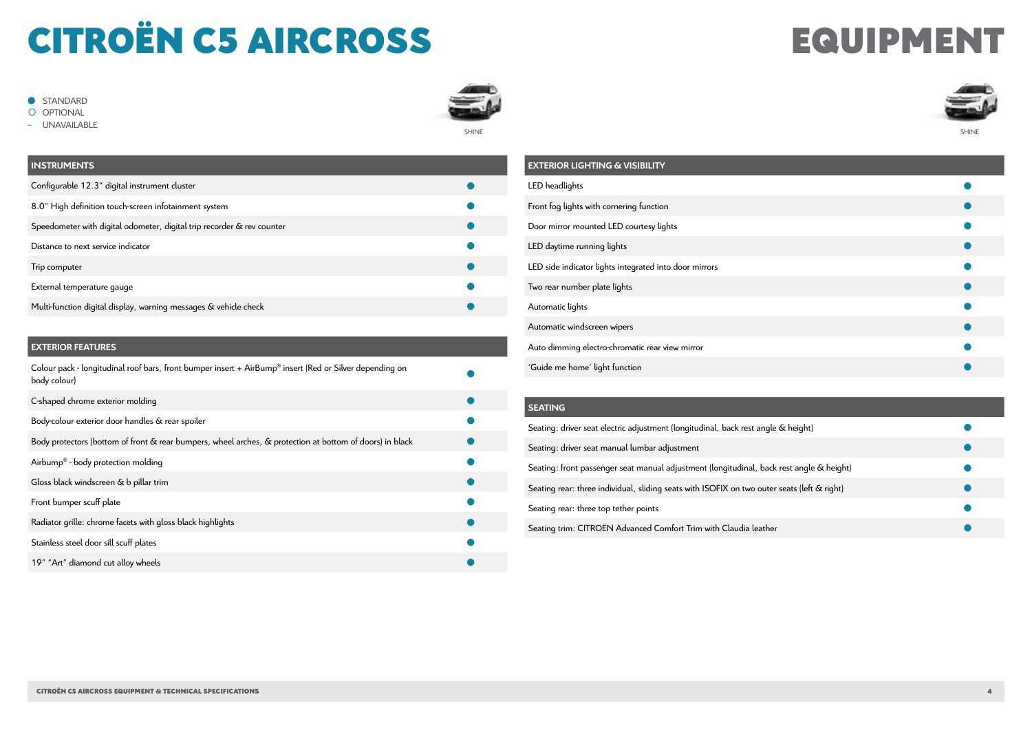# CITROËN C5 AIRCROSS

# EQUIPMENT

● STANDARD
○ OPTIONAL
– UNAVAILABLE

| INSTRUMENTS | SHINE |
| --- | --- |
| Configurable 12.3" digital instrument cluster | ● |
| 8.0" High definition touch-screen infotainment system | ● |
| Speedometer with digital odometer, digital trip recorder & rev counter | ● |
| Distance to next service indicator | ● |
| Trip computer | ● |
| External temperature gauge | ● |
| Multi-function digital display, warning messages & vehicle check | ● |

| EXTERIOR FEATURES | SHINE |
| --- | --- |
| Colour pack - longitudinal roof bars, front bumper insert + AirBump® insert (Red or Silver depending on body colour) | ● |
| C-shaped chrome exterior molding | ● |
| Body-colour exterior door handles & rear spoiler | ● |
| Body protectors (bottom of front & rear bumpers, wheel arches, & protection at bottom of doors) in black | ● |
| Airbump® - body protection molding | ● |
| Gloss black windscreen & b pillar trim | ● |
| Front bumper scuff plate | ● |
| Radiator grille: chrome facets with gloss black highlights | ● |
| Stainless steel door sill scuff plates | ● |
| 19" "Art" diamond cut alloy wheels | ● |

| EXTERIOR LIGHTING & VISIBILITY | SHINE |
| --- | --- |
| LED headlights | ● |
| Front fog lights with cornering function | ● |
| Door mirror mounted LED courtesy lights | ● |
| LED daytime running lights | ● |
| LED side indicator lights integrated into door mirrors | ● |
| Two rear number plate lights | ● |
| Automatic lights | ● |
| Automatic windscreen wipers | ● |
| Auto dimming electro-chromatic rear view mirror | ● |
| 'Guide me home' light function | ● |

| SEATING | SHINE |
| --- | --- |
| Seating: driver seat electric adjustment (longitudinal, back rest angle & height) | ● |
| Seating: driver seat manual lumbar adjustment | ● |
| Seating: front passenger seat manual adjustment (longitudinal, back rest angle & height) | ● |
| Seating rear: three individual, sliding seats with ISOFIX on two outer seats (left & right) | ● |
| Seating rear: three top tether points | ● |
| Seating trim: CITROËN Advanced Comfort Trim with Claudia leather | ● |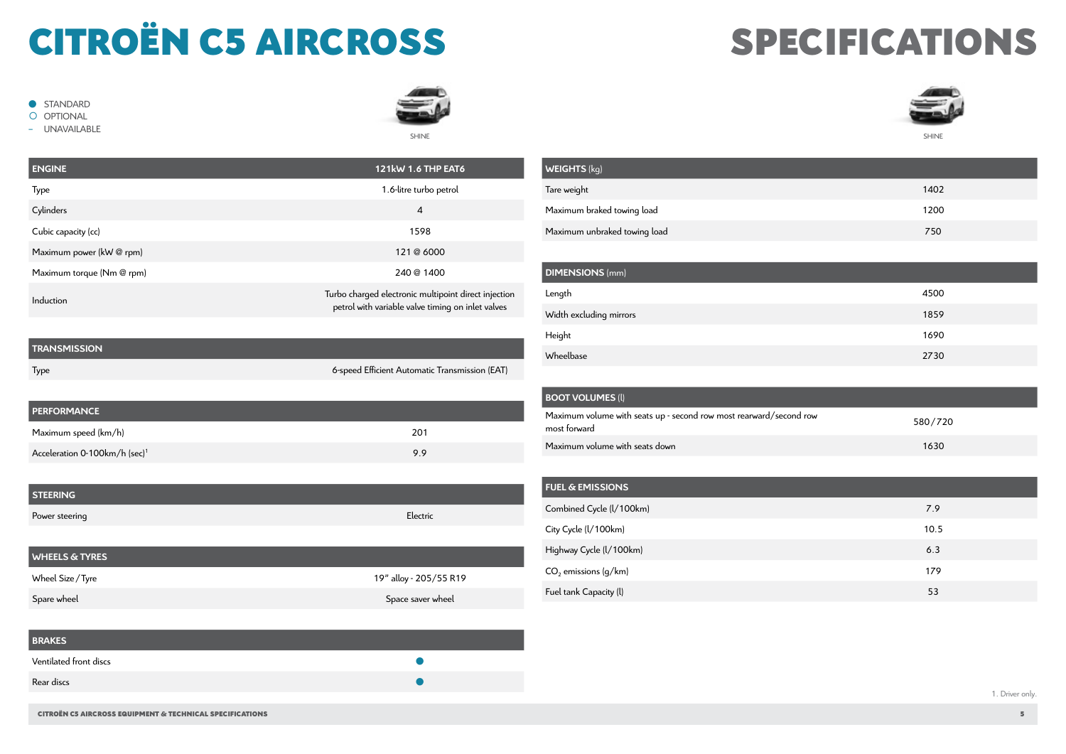# CITROËN C5 AIRCROSS SPECIFICATIONS

- ● STANDARD
- ○ OPTIONAL
- – UNAVAILABLE

| ENGINE | 121kW 1.6 THP EAT6 |
|---|---|
| | SHINE |
| Type | 1.6-litre turbo petrol |
| Cylinders | 4 |
| Cubic capacity (cc) | 1598 |
| Maximum power (kW @ rpm) | 121 @ 6000 |
| Maximum torque (Nm @ rpm) | 240 @ 1400 |
| Induction | Turbo charged electronic multipoint direct injection petrol with variable valve timing on inlet valves |

| TRANSMISSION | |
|---|---|
| Type | 6-speed Efficient Automatic Transmission (EAT) |

| PERFORMANCE | |
|---|---|
| Maximum speed (km/h) | 201 |
| Acceleration 0-100km/h (sec)[1] | 9.9 |

| STEERING | |
|---|---|
| Power steering | Electric |

| WHEELS & TYRES | |
|---|---|
| Wheel Size / Tyre | 19" alloy - 205/55 R19 |
| Spare wheel | Space saver wheel |

| BRAKES | |
|---|---|
| Ventilated front discs | ● |
| Rear discs | ● |

| WEIGHTS (kg) | SHINE |
|---|---|
| Tare weight | 1402 |
| Maximum braked towing load | 1200 |
| Maximum unbraked towing load | 750 |

| DIMENSIONS (mm) | |
|---|---|
| Length | 4500 |
| Width excluding mirrors | 1859 |
| Height | 1690 |
| Wheelbase | 2730 |

| BOOT VOLUMES (l) | |
|---|---|
| Maximum volume with seats up - second row most rearward/second row most forward | 580/720 |
| Maximum volume with seats down | 1630 |

| FUEL & EMISSIONS | |
|---|---|
| Combined Cycle (l/100km) | 7.9 |
| City Cycle (l/100km) | 10.5 |
| Highway Cycle (l/100km) | 6.3 |
| $CO_2$ emissions (g/km) | 179 |
| Fuel tank Capacity (l) | 53 |

1. Driver only.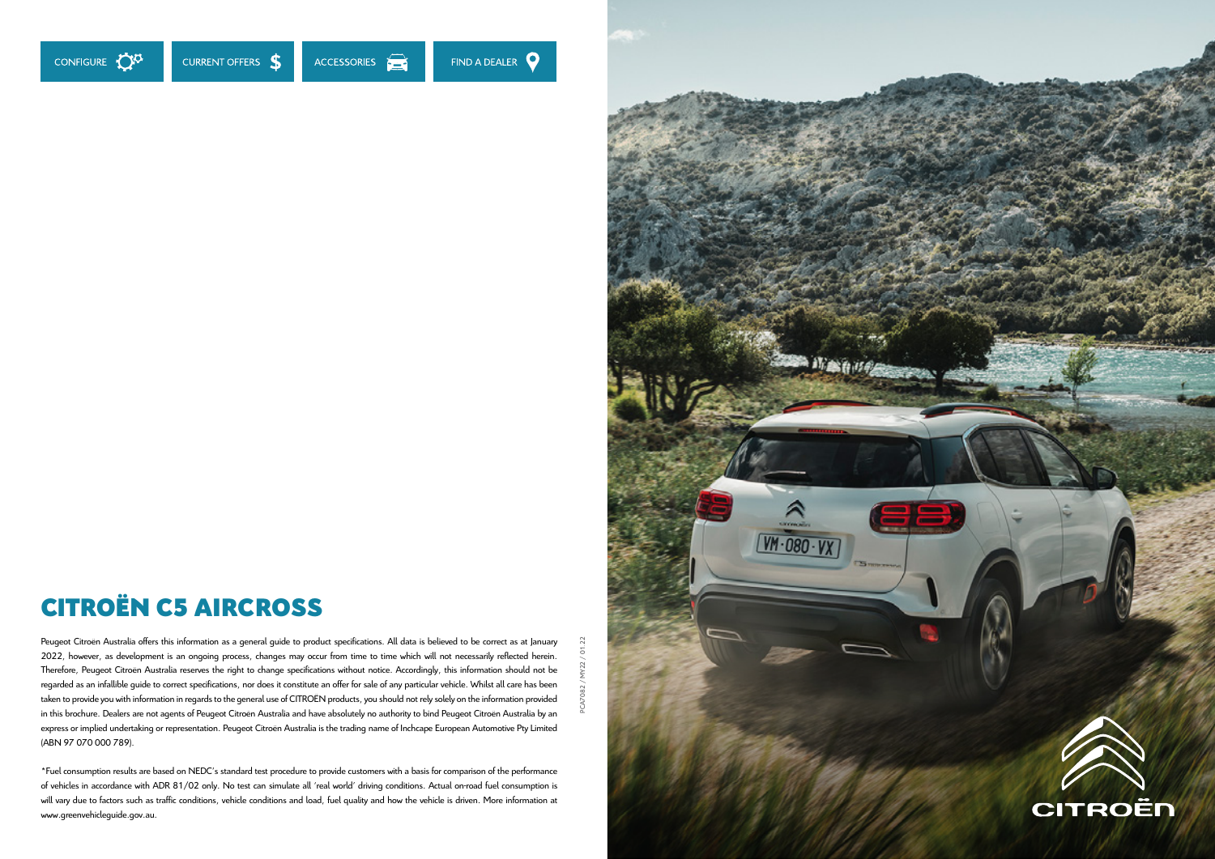CONFIGURE

CURRENT OFFERS

ACCESSORIES

FIND A DEALER

# CITROËN C5 AIRCROSS

Peugeot Citroën Australia offers this information as a general guide to product specifications. All data is believed to be correct as at January 2022, however, as development is an ongoing process, changes may occur from time to time which will not necessarily reflected herein. Therefore, Peugeot Citroën Australia reserves the right to change specifications without notice. Accordingly, this information should not be regarded as an infallible guide to correct specifications, nor does it constitute an offer for sale of any particular vehicle. Whilst all care has been taken to provide you with information in regards to the general use of CITROËN products, you should not rely solely on the information provided in this brochure. Dealers are not agents of Peugeot Citroën Australia and have absolutely no authority to bind Peugeot Citroën Australia by an express or implied undertaking or representation. Peugeot Citroën Australia is the trading name of Inchcape European Automotive Pty Limited (ABN 97 070 000 789).

*Fuel consumption results are based on NEDC's standard test procedure to provide customers with a basis for comparison of the performance of vehicles in accordance with ADR 81/02 only. No test can simulate all 'real world' driving conditions. Actual on-road fuel consumption is will vary due to factors such as traffic conditions, vehicle conditions and load, fuel quality and how the vehicle is driven. More information at www.greenvehicleguide.gov.au.

PCA7082 / MY22 / 01.22